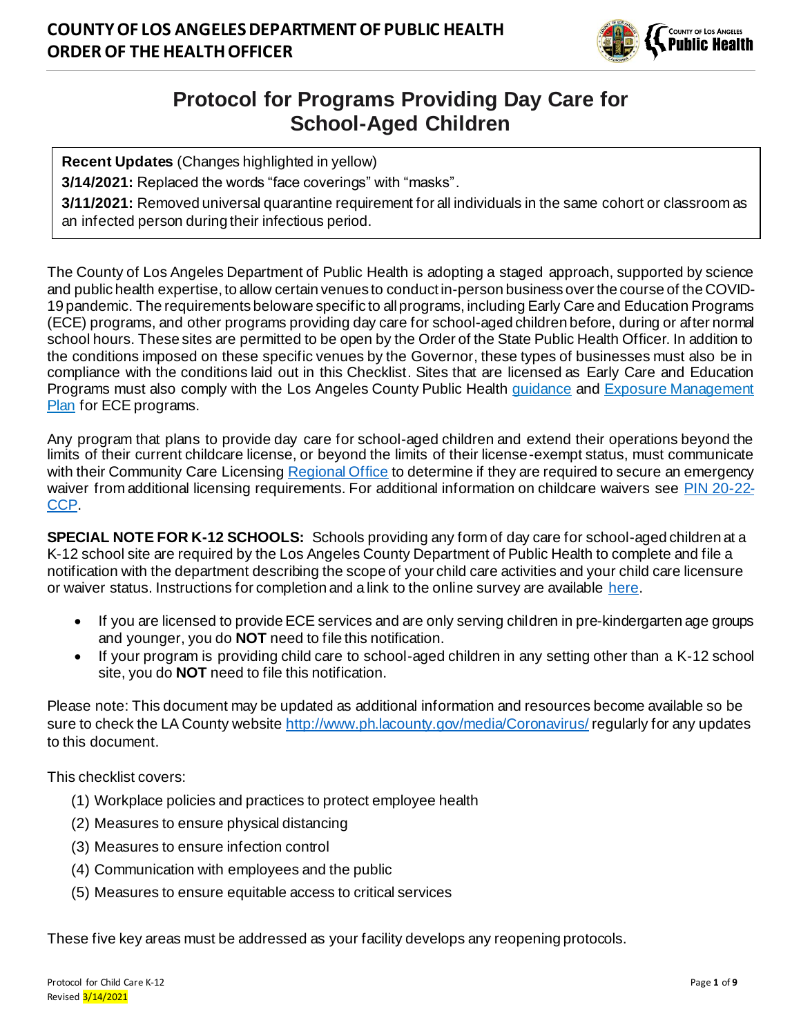# COUNTY OF LOS ANGELES DEPARTMENT OF PUBLIC HEALTH
# ORDER OF THE HEALTH OFFICER

## Protocol for Programs Providing Day Care for School-Aged Children

**Recent Updates** (Changes highlighted in yellow)

**3/14/2021:** Replaced the words "face coverings" with "masks".

**3/11/2021:** Removed universal quarantine requirement for all individuals in the same cohort or classroom as an infected person during their infectious period.

The County of Los Angeles Department of Public Health is adopting a staged approach, supported by science and public health expertise, to allow certain venues to conduct in-person business over the course of the COVID-19 pandemic. The requirements below are specific to all programs, including Early Care and Education Programs (ECE) programs, and other programs providing day care for school-aged children before, during or after normal school hours. These sites are permitted to be open by the Order of the State Public Health Officer. In addition to the conditions imposed on these specific venues by the Governor, these types of businesses must also be in compliance with the conditions laid out in this Checklist. Sites that are licensed as Early Care and Education Programs must also comply with the Los Angeles County Public Health guidance and Exposure Management Plan for ECE programs.

Any program that plans to provide day care for school-aged children and extend their operations beyond the limits of their current childcare license, or beyond the limits of their license-exempt status, must communicate with their Community Care Licensing Regional Office to determine if they are required to secure an emergency waiver from additional licensing requirements. For additional information on childcare waivers see PIN 20-22-CCP.

**SPECIAL NOTE FOR K-12 SCHOOLS:** Schools providing any form of day care for school-aged children at a K-12 school site are required by the Los Angeles County Department of Public Health to complete and file a notification with the department describing the scope of your child care activities and your child care licensure or waiver status. Instructions for completion and a link to the online survey are available here.

- If you are licensed to provide ECE services and are only serving children in pre-kindergarten age groups and younger, you do **NOT** need to file this notification.
- If your program is providing child care to school-aged children in any setting other than a K-12 school site, you do **NOT** need to file this notification.

Please note: This document may be updated as additional information and resources become available so be sure to check the LA County website http://www.ph.lacounty.gov/media/Coronavirus/ regularly for any updates to this document.

This checklist covers:

(1) Workplace policies and practices to protect employee health
(2) Measures to ensure physical distancing
(3) Measures to ensure infection control
(4) Communication with employees and the public
(5) Measures to ensure equitable access to critical services

These five key areas must be addressed as your facility develops any reopening protocols.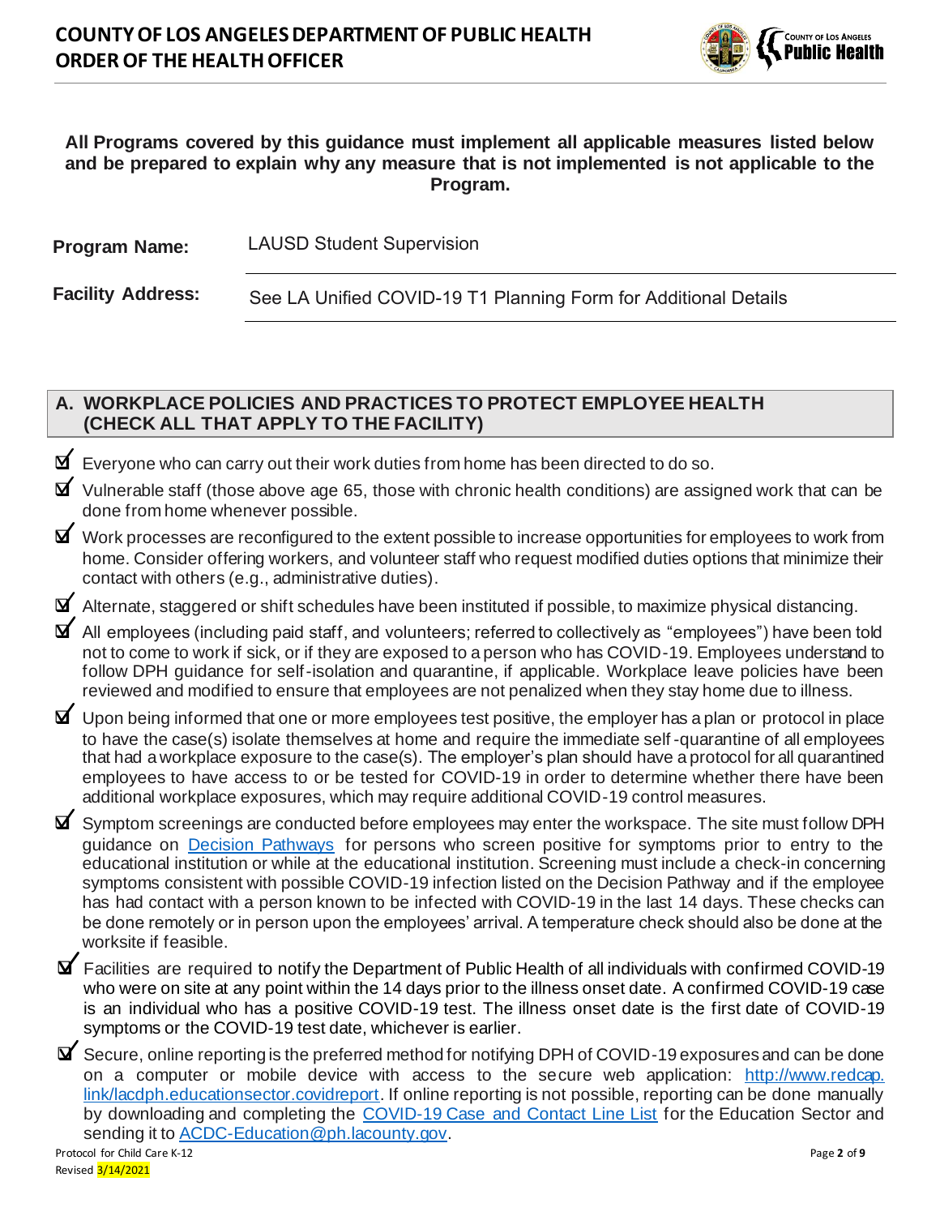**All Programs covered by this guidance must implement all applicable measures listed below and be prepared to explain why any measure that is not implemented is not applicable to the Program.**

**Program Name:** LAUSD Student Supervision

**Facility Address:** See LA Unified COVID-19 T1 Planning Form for Additional Details

## A. WORKPLACE POLICIES AND PRACTICES TO PROTECT EMPLOYEE HEALTH (CHECK ALL THAT APPLY TO THE FACILITY)

- ☑ Everyone who can carry out their work duties from home has been directed to do so.
- ☑ Vulnerable staff (those above age 65, those with chronic health conditions) are assigned work that can be done from home whenever possible.
- ☑ Work processes are reconfigured to the extent possible to increase opportunities for employees to work from home. Consider offering workers, and volunteer staff who request modified duties options that minimize their contact with others (e.g., administrative duties).
- ☑ Alternate, staggered or shift schedules have been instituted if possible, to maximize physical distancing.
- ☑ All employees (including paid staff, and volunteers; referred to collectively as "employees") have been told not to come to work if sick, or if they are exposed to a person who has COVID-19. Employees understand to follow DPH guidance for self-isolation and quarantine, if applicable. Workplace leave policies have been reviewed and modified to ensure that employees are not penalized when they stay home due to illness.
- ☑ Upon being informed that one or more employees test positive, the employer has a plan or protocol in place to have the case(s) isolate themselves at home and require the immediate self-quarantine of all employees that had a workplace exposure to the case(s). The employer's plan should have a protocol for all quarantined employees to have access to or be tested for COVID-19 in order to determine whether there have been additional workplace exposures, which may require additional COVID-19 control measures.
- ☑ Symptom screenings are conducted before employees may enter the workspace. The site must follow DPH guidance on [Decision Pathways](Decision Pathways) for persons who screen positive for symptoms prior to entry to the educational institution or while at the educational institution. Screening must include a check-in concerning symptoms consistent with possible COVID-19 infection listed on the Decision Pathway and if the employee has had contact with a person known to be infected with COVID-19 in the last 14 days. These checks can be done remotely or in person upon the employees' arrival. A temperature check should also be done at the worksite if feasible.
- ☑ Facilities are required to notify the Department of Public Health of all individuals with confirmed COVID-19 who were on site at any point within the 14 days prior to the illness onset date. A confirmed COVID-19 case is an individual who has a positive COVID-19 test. The illness onset date is the first date of COVID-19 symptoms or the COVID-19 test date, whichever is earlier.
- ☑ Secure, online reporting is the preferred method for notifying DPH of COVID-19 exposures and can be done on a computer or mobile device with access to the secure web application: [http://www.redcap.link/lacdph.educationsector.covidreport](http://www.redcap.link/lacdph.educationsector.covidreport). If online reporting is not possible, reporting can be done manually by downloading and completing the [COVID-19 Case and Contact Line List](COVID-19 Case and Contact Line List) for the Education Sector and sending it to [ACDC-Education@ph.lacounty.gov](mailto:ACDC-Education@ph.lacounty.gov).

Protocol for Child Care K-12
Revised 3/14/2021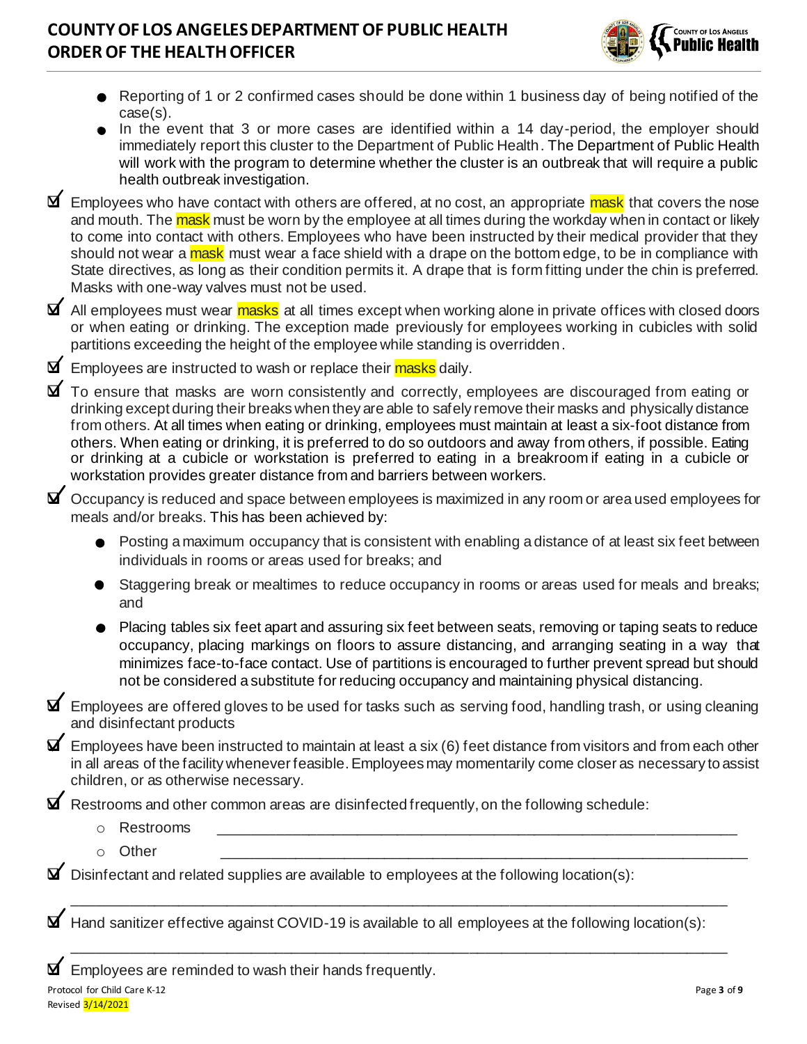- Reporting of 1 or 2 confirmed cases should be done within 1 business day of being notified of the case(s).
- In the event that 3 or more cases are identified within a 14 day-period, the employer should immediately report this cluster to the Department of Public Health. The Department of Public Health will work with the program to determine whether the cluster is an outbreak that will require a public health outbreak investigation.

☑ Employees who have contact with others are offered, at no cost, an appropriate mask that covers the nose and mouth. The mask must be worn by the employee at all times during the workday when in contact or likely to come into contact with others. Employees who have been instructed by their medical provider that they should not wear a mask must wear a face shield with a drape on the bottom edge, to be in compliance with State directives, as long as their condition permits it. A drape that is form fitting under the chin is preferred. Masks with one-way valves must not be used.

☑ All employees must wear masks at all times except when working alone in private offices with closed doors or when eating or drinking. The exception made previously for employees working in cubicles with solid partitions exceeding the height of the employee while standing is overridden.

☑ Employees are instructed to wash or replace their masks daily.

☑ To ensure that masks are worn consistently and correctly, employees are discouraged from eating or drinking except during their breaks when they are able to safely remove their masks and physically distance from others. At all times when eating or drinking, employees must maintain at least a six-foot distance from others. When eating or drinking, it is preferred to do so outdoors and away from others, if possible. Eating or drinking at a cubicle or workstation is preferred to eating in a breakroom if eating in a cubicle or workstation provides greater distance from and barriers between workers.

☑ Occupancy is reduced and space between employees is maximized in any room or area used employees for meals and/or breaks. This has been achieved by:

- Posting a maximum occupancy that is consistent with enabling a distance of at least six feet between individuals in rooms or areas used for breaks; and
- Staggering break or mealtimes to reduce occupancy in rooms or areas used for meals and breaks; and
- Placing tables six feet apart and assuring six feet between seats, removing or taping seats to reduce occupancy, placing markings on floors to assure distancing, and arranging seating in a way that minimizes face-to-face contact. Use of partitions is encouraged to further prevent spread but should not be considered a substitute for reducing occupancy and maintaining physical distancing.

☑ Employees are offered gloves to be used for tasks such as serving food, handling trash, or using cleaning and disinfectant products

☑ Employees have been instructed to maintain at least a six (6) feet distance from visitors and from each other in all areas of the facility whenever feasible. Employees may momentarily come closer as necessary to assist children, or as otherwise necessary.

☑ Restrooms and other common areas are disinfected frequently, on the following schedule:

- Restrooms ______________________________________________________________
- Other ______________________________________________________________

☑ Disinfectant and related supplies are available to employees at the following location(s):

______________________________________________________________________________

☑ Hand sanitizer effective against COVID-19 is available to all employees at the following location(s):

______________________________________________________________________________

☑ Employees are reminded to wash their hands frequently.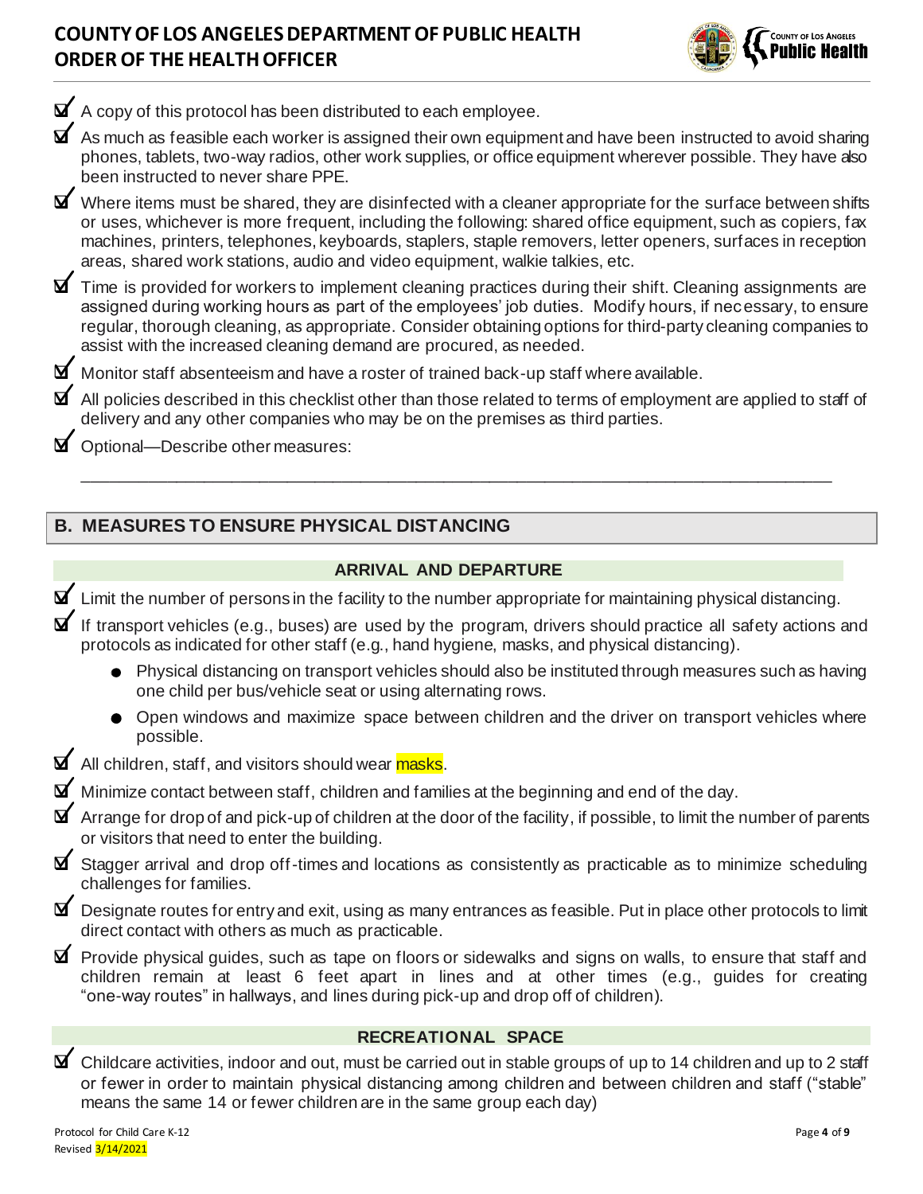- ☑ A copy of this protocol has been distributed to each employee.
- ☑ As much as feasible each worker is assigned their own equipment and have been instructed to avoid sharing phones, tablets, two-way radios, other work supplies, or office equipment wherever possible. They have also been instructed to never share PPE.
- ☑ Where items must be shared, they are disinfected with a cleaner appropriate for the surface between shifts or uses, whichever is more frequent, including the following: shared office equipment, such as copiers, fax machines, printers, telephones, keyboards, staplers, staple removers, letter openers, surfaces in reception areas, shared work stations, audio and video equipment, walkie talkies, etc.
- ☑ Time is provided for workers to implement cleaning practices during their shift. Cleaning assignments are assigned during working hours as part of the employees' job duties. Modify hours, if necessary, to ensure regular, thorough cleaning, as appropriate. Consider obtaining options for third-party cleaning companies to assist with the increased cleaning demand are procured, as needed.
- ☑ Monitor staff absenteeism and have a roster of trained back-up staff where available.
- ☑ All policies described in this checklist other than those related to terms of employment are applied to staff of delivery and any other companies who may be on the premises as third parties.
- ☑ Optional—Describe other measures:

  ______________________________________________________________________________

## B. MEASURES TO ENSURE PHYSICAL DISTANCING

### ARRIVAL AND DEPARTURE

- ☑ Limit the number of persons in the facility to the number appropriate for maintaining physical distancing.
- ☑ If transport vehicles (e.g., buses) are used by the program, drivers should practice all safety actions and protocols as indicated for other staff (e.g., hand hygiene, masks, and physical distancing).
  - Physical distancing on transport vehicles should also be instituted through measures such as having one child per bus/vehicle seat or using alternating rows.
  - Open windows and maximize space between children and the driver on transport vehicles where possible.
- ☑ All children, staff, and visitors should wear masks.
- ☑ Minimize contact between staff, children and families at the beginning and end of the day.
- ☑ Arrange for drop of and pick-up of children at the door of the facility, if possible, to limit the number of parents or visitors that need to enter the building.
- ☑ Stagger arrival and drop off-times and locations as consistently as practicable as to minimize scheduling challenges for families.
- ☑ Designate routes for entry and exit, using as many entrances as feasible. Put in place other protocols to limit direct contact with others as much as practicable.
- ☑ Provide physical guides, such as tape on floors or sidewalks and signs on walls, to ensure that staff and children remain at least 6 feet apart in lines and at other times (e.g., guides for creating "one-way routes" in hallways, and lines during pick-up and drop off of children).

### RECREATIONAL SPACE

- ☑ Childcare activities, indoor and out, must be carried out in stable groups of up to 14 children and up to 2 staff or fewer in order to maintain physical distancing among children and between children and staff ("stable" means the same 14 or fewer children are in the same group each day)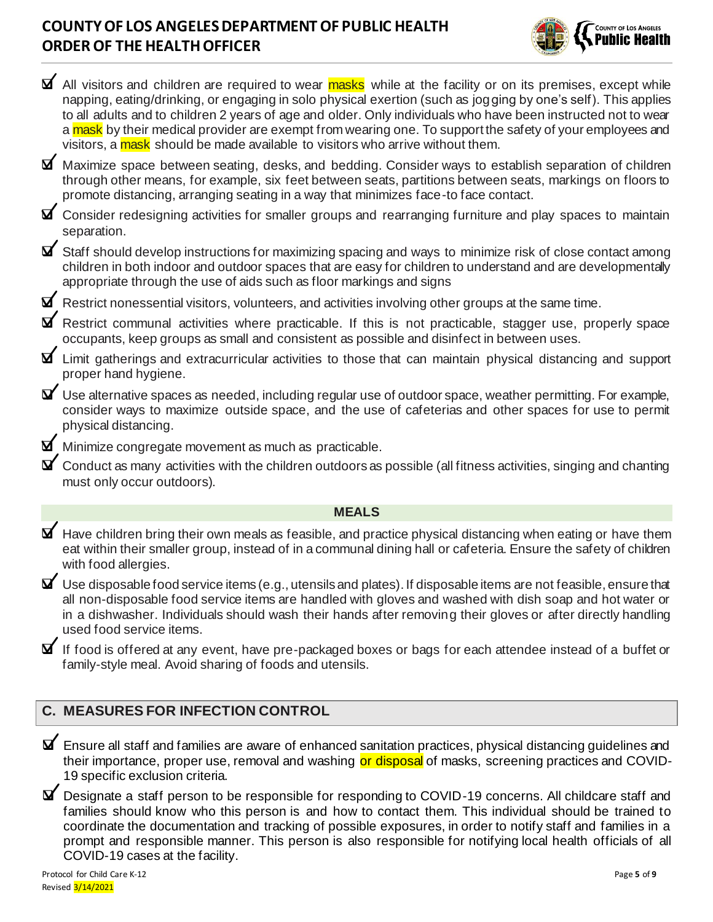- ☑ All visitors and children are required to wear masks while at the facility or on its premises, except while napping, eating/drinking, or engaging in solo physical exertion (such as jogging by one's self). This applies to all adults and to children 2 years of age and older. Only individuals who have been instructed not to wear a mask by their medical provider are exempt from wearing one. To support the safety of your employees and visitors, a mask should be made available to visitors who arrive without them.
- ☑ Maximize space between seating, desks, and bedding. Consider ways to establish separation of children through other means, for example, six feet between seats, partitions between seats, markings on floors to promote distancing, arranging seating in a way that minimizes face-to face contact.
- ☑ Consider redesigning activities for smaller groups and rearranging furniture and play spaces to maintain separation.
- ☑ Staff should develop instructions for maximizing spacing and ways to minimize risk of close contact among children in both indoor and outdoor spaces that are easy for children to understand and are developmentally appropriate through the use of aids such as floor markings and signs
- ☑ Restrict nonessential visitors, volunteers, and activities involving other groups at the same time.
- ☑ Restrict communal activities where practicable. If this is not practicable, stagger use, properly space occupants, keep groups as small and consistent as possible and disinfect in between uses.
- ☑ Limit gatherings and extracurricular activities to those that can maintain physical distancing and support proper hand hygiene.
- ☑ Use alternative spaces as needed, including regular use of outdoor space, weather permitting. For example, consider ways to maximize outside space, and the use of cafeterias and other spaces for use to permit physical distancing.
- ☑ Minimize congregate movement as much as practicable.
- ☑ Conduct as many activities with the children outdoors as possible (all fitness activities, singing and chanting must only occur outdoors).

### MEALS

- ☑ Have children bring their own meals as feasible, and practice physical distancing when eating or have them eat within their smaller group, instead of in a communal dining hall or cafeteria. Ensure the safety of children with food allergies.
- ☑ Use disposable food service items (e.g., utensils and plates). If disposable items are not feasible, ensure that all non-disposable food service items are handled with gloves and washed with dish soap and hot water or in a dishwasher. Individuals should wash their hands after removing their gloves or after directly handling used food service items.
- ☑ If food is offered at any event, have pre-packaged boxes or bags for each attendee instead of a buffet or family-style meal. Avoid sharing of foods and utensils.

## C. MEASURES FOR INFECTION CONTROL

- ☑ Ensure all staff and families are aware of enhanced sanitation practices, physical distancing guidelines and their importance, proper use, removal and washing or disposal of masks, screening practices and COVID-19 specific exclusion criteria.
- ☑ Designate a staff person to be responsible for responding to COVID-19 concerns. All childcare staff and families should know who this person is and how to contact them. This individual should be trained to coordinate the documentation and tracking of possible exposures, in order to notify staff and families in a prompt and responsible manner. This person is also responsible for notifying local health officials of all COVID-19 cases at the facility.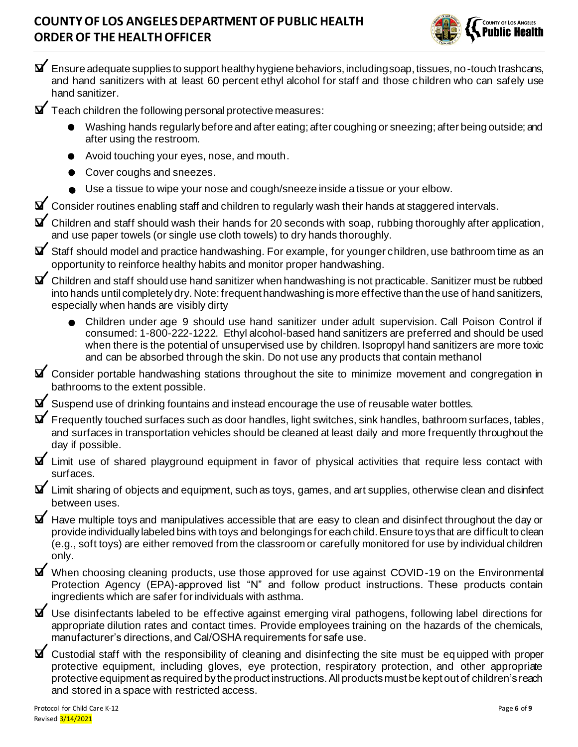- ☑ Ensure adequate supplies to support healthy hygiene behaviors, including soap, tissues, no-touch trashcans, and hand sanitizers with at least 60 percent ethyl alcohol for staff and those children who can safely use hand sanitizer.
- ☑ Teach children the following personal protective measures:
  - Washing hands regularly before and after eating; after coughing or sneezing; after being outside; and after using the restroom.
  - Avoid touching your eyes, nose, and mouth.
  - Cover coughs and sneezes.
  - Use a tissue to wipe your nose and cough/sneeze inside a tissue or your elbow.
- ☑ Consider routines enabling staff and children to regularly wash their hands at staggered intervals.
- ☑ Children and staff should wash their hands for 20 seconds with soap, rubbing thoroughly after application, and use paper towels (or single use cloth towels) to dry hands thoroughly.
- ☑ Staff should model and practice handwashing. For example, for younger children, use bathroom time as an opportunity to reinforce healthy habits and monitor proper handwashing.
- ☑ Children and staff should use hand sanitizer when handwashing is not practicable. Sanitizer must be rubbed into hands until completely dry. Note: frequent handwashing is more effective than the use of hand sanitizers, especially when hands are visibly dirty
  - Children under age 9 should use hand sanitizer under adult supervision. Call Poison Control if consumed: 1-800-222-1222. Ethyl alcohol-based hand sanitizers are preferred and should be used when there is the potential of unsupervised use by children. Isopropyl hand sanitizers are more toxic and can be absorbed through the skin. Do not use any products that contain methanol
- ☑ Consider portable handwashing stations throughout the site to minimize movement and congregation in bathrooms to the extent possible.
- ☑ Suspend use of drinking fountains and instead encourage the use of reusable water bottles.
- ☑ Frequently touched surfaces such as door handles, light switches, sink handles, bathroom surfaces, tables, and surfaces in transportation vehicles should be cleaned at least daily and more frequently throughout the day if possible.
- ☑ Limit use of shared playground equipment in favor of physical activities that require less contact with surfaces.
- ☑ Limit sharing of objects and equipment, such as toys, games, and art supplies, otherwise clean and disinfect between uses.
- ☑ Have multiple toys and manipulatives accessible that are easy to clean and disinfect throughout the day or provide individually labeled bins with toys and belongings for each child. Ensure toys that are difficult to clean (e.g., soft toys) are either removed from the classroom or carefully monitored for use by individual children only.
- ☑ When choosing cleaning products, use those approved for use against COVID-19 on the Environmental Protection Agency (EPA)-approved list "N" and follow product instructions. These products contain ingredients which are safer for individuals with asthma.
- ☑ Use disinfectants labeled to be effective against emerging viral pathogens, following label directions for appropriate dilution rates and contact times. Provide employees training on the hazards of the chemicals, manufacturer's directions, and Cal/OSHA requirements for safe use.
- ☑ Custodial staff with the responsibility of cleaning and disinfecting the site must be equipped with proper protective equipment, including gloves, eye protection, respiratory protection, and other appropriate protective equipment as required by the product instructions. All products must be kept out of children's reach and stored in a space with restricted access.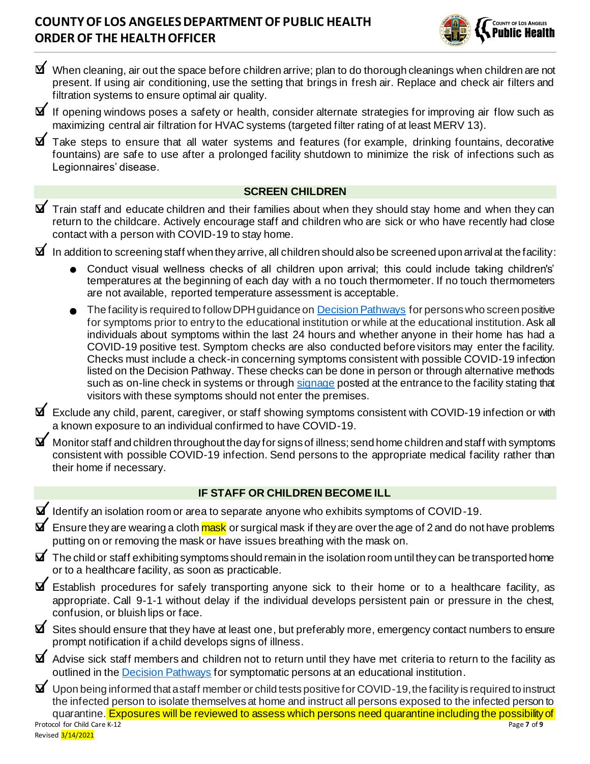- ☑ When cleaning, air out the space before children arrive; plan to do thorough cleanings when children are not present. If using air conditioning, use the setting that brings in fresh air. Replace and check air filters and filtration systems to ensure optimal air quality.
- ☑ If opening windows poses a safety or health, consider alternate strategies for improving air flow such as maximizing central air filtration for HVAC systems (targeted filter rating of at least MERV 13).
- ☑ Take steps to ensure that all water systems and features (for example, drinking fountains, decorative fountains) are safe to use after a prolonged facility shutdown to minimize the risk of infections such as Legionnaires' disease.

## SCREEN CHILDREN

- ☑ Train staff and educate children and their families about when they should stay home and when they can return to the childcare. Actively encourage staff and children who are sick or who have recently had close contact with a person with COVID-19 to stay home.
- ☑ In addition to screening staff when they arrive, all children should also be screened upon arrival at the facility:
  - Conduct visual wellness checks of all children upon arrival; this could include taking children's' temperatures at the beginning of each day with a no touch thermometer. If no touch thermometers are not available, reported temperature assessment is acceptable.
  - The facility is required to follow DPH guidance on Decision Pathways for persons who screen positive for symptoms prior to entry to the educational institution or while at the educational institution. Ask all individuals about symptoms within the last 24 hours and whether anyone in their home has had a COVID-19 positive test. Symptom checks are also conducted before visitors may enter the facility. Checks must include a check-in concerning symptoms consistent with possible COVID-19 infection listed on the Decision Pathway. These checks can be done in person or through alternative methods such as on-line check in systems or through signage posted at the entrance to the facility stating that visitors with these symptoms should not enter the premises.
- ☑ Exclude any child, parent, caregiver, or staff showing symptoms consistent with COVID-19 infection or with a known exposure to an individual confirmed to have COVID-19.
- ☑ Monitor staff and children throughout the day for signs of illness; send home children and staff with symptoms consistent with possible COVID-19 infection. Send persons to the appropriate medical facility rather than their home if necessary.

## IF STAFF OR CHILDREN BECOME ILL

- ☑ Identify an isolation room or area to separate anyone who exhibits symptoms of COVID-19.
- ☑ Ensure they are wearing a cloth mask or surgical mask if they are over the age of 2 and do not have problems putting on or removing the mask or have issues breathing with the mask on.
- ☑ The child or staff exhibiting symptoms should remain in the isolation room until they can be transported home or to a healthcare facility, as soon as practicable.
- ☑ Establish procedures for safely transporting anyone sick to their home or to a healthcare facility, as appropriate. Call 9-1-1 without delay if the individual develops persistent pain or pressure in the chest, confusion, or bluish lips or face.
- ☑ Sites should ensure that they have at least one, but preferably more, emergency contact numbers to ensure prompt notification if a child develops signs of illness.
- ☑ Advise sick staff members and children not to return until they have met criteria to return to the facility as outlined in the Decision Pathways for symptomatic persons at an educational institution.
- ☑ Upon being informed that a staff member or child tests positive for COVID-19, the facility is required to instruct the infected person to isolate themselves at home and instruct all persons exposed to the infected person to quarantine. Exposures will be reviewed to assess which persons need quarantine including the possibility of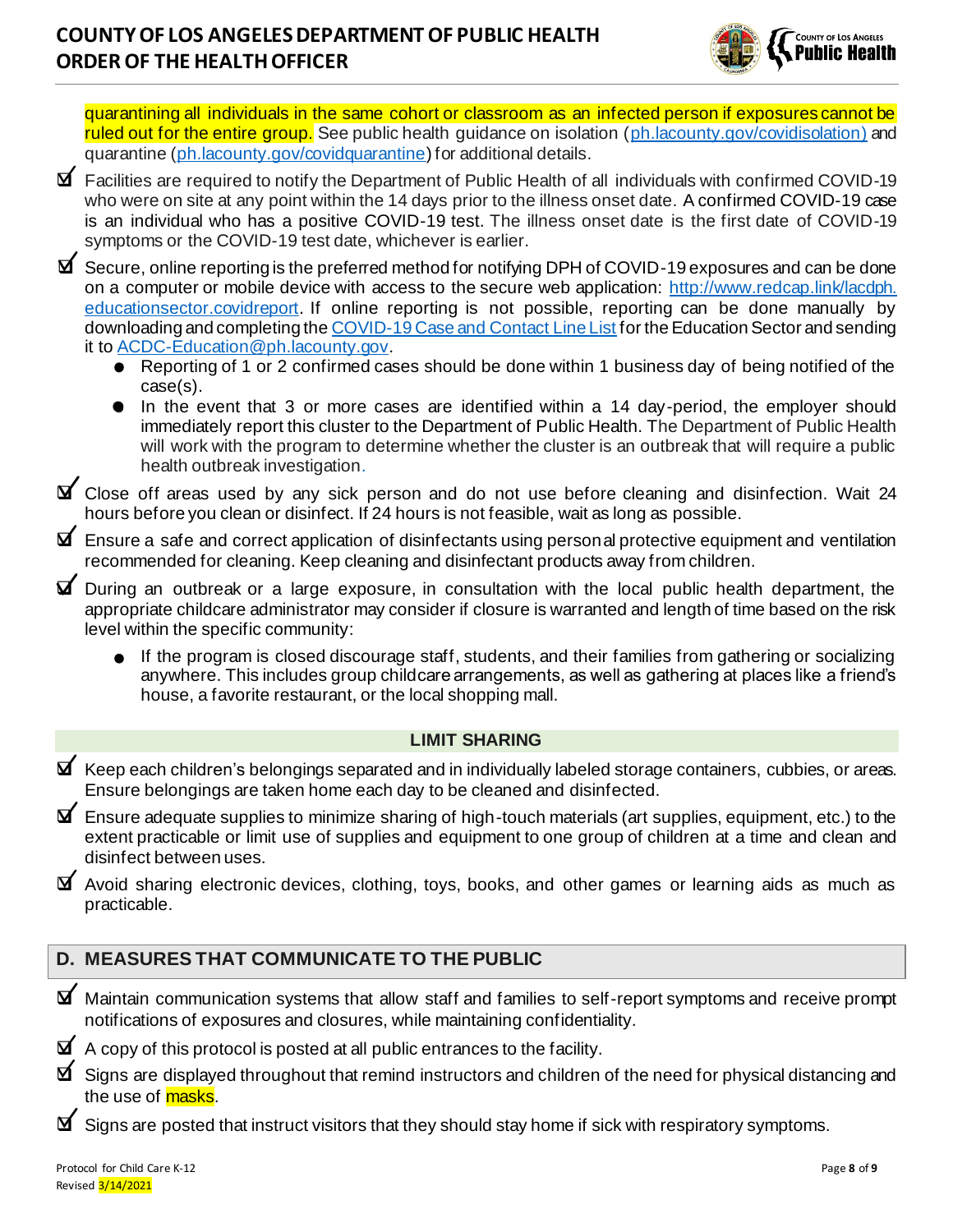quarantining all individuals in the same cohort or classroom as an infected person if exposures cannot be ruled out for the entire group. See public health guidance on isolation ([ph.lacounty.gov/covidisolation)](ph.lacounty.gov/covidisolation) and quarantine ([ph.lacounty.gov/covidquarantine](ph.lacounty.gov/covidquarantine)) for additional details.

- ☑ Facilities are required to notify the Department of Public Health of all individuals with confirmed COVID-19 who were on site at any point within the 14 days prior to the illness onset date. A confirmed COVID-19 case is an individual who has a positive COVID-19 test. The illness onset date is the first date of COVID-19 symptoms or the COVID-19 test date, whichever is earlier.
- ☑ Secure, online reporting is the preferred method for notifying DPH of COVID-19 exposures and can be done on a computer or mobile device with access to the secure web application: [http://www.redcap.link/lacdph.educationsector.covidreport](http://www.redcap.link/lacdph.educationsector.covidreport). If online reporting is not possible, reporting can be done manually by downloading and completing the COVID-19 Case and Contact Line List for the Education Sector and sending it to [ACDC-Education@ph.lacounty.gov](mailto:ACDC-Education@ph.lacounty.gov).
  - Reporting of 1 or 2 confirmed cases should be done within 1 business day of being notified of the case(s).
  - In the event that 3 or more cases are identified within a 14 day-period, the employer should immediately report this cluster to the Department of Public Health. The Department of Public Health will work with the program to determine whether the cluster is an outbreak that will require a public health outbreak investigation.
- ☑ Close off areas used by any sick person and do not use before cleaning and disinfection. Wait 24 hours before you clean or disinfect. If 24 hours is not feasible, wait as long as possible.
- ☑ Ensure a safe and correct application of disinfectants using personal protective equipment and ventilation recommended for cleaning. Keep cleaning and disinfectant products away from children.
- ☑ During an outbreak or a large exposure, in consultation with the local public health department, the appropriate childcare administrator may consider if closure is warranted and length of time based on the risk level within the specific community:
  - If the program is closed discourage staff, students, and their families from gathering or socializing anywhere. This includes group childcare arrangements, as well as gathering at places like a friend's house, a favorite restaurant, or the local shopping mall.

**LIMIT SHARING**

- ☑ Keep each children's belongings separated and in individually labeled storage containers, cubbies, or areas. Ensure belongings are taken home each day to be cleaned and disinfected.
- ☑ Ensure adequate supplies to minimize sharing of high-touch materials (art supplies, equipment, etc.) to the extent practicable or limit use of supplies and equipment to one group of children at a time and clean and disinfect between uses.
- ☑ Avoid sharing electronic devices, clothing, toys, books, and other games or learning aids as much as practicable.

## D. MEASURES THAT COMMUNICATE TO THE PUBLIC

- ☑ Maintain communication systems that allow staff and families to self-report symptoms and receive prompt notifications of exposures and closures, while maintaining confidentiality.
- ☑ A copy of this protocol is posted at all public entrances to the facility.
- ☑ Signs are displayed throughout that remind instructors and children of the need for physical distancing and the use of masks.
- ☑ Signs are posted that instruct visitors that they should stay home if sick with respiratory symptoms.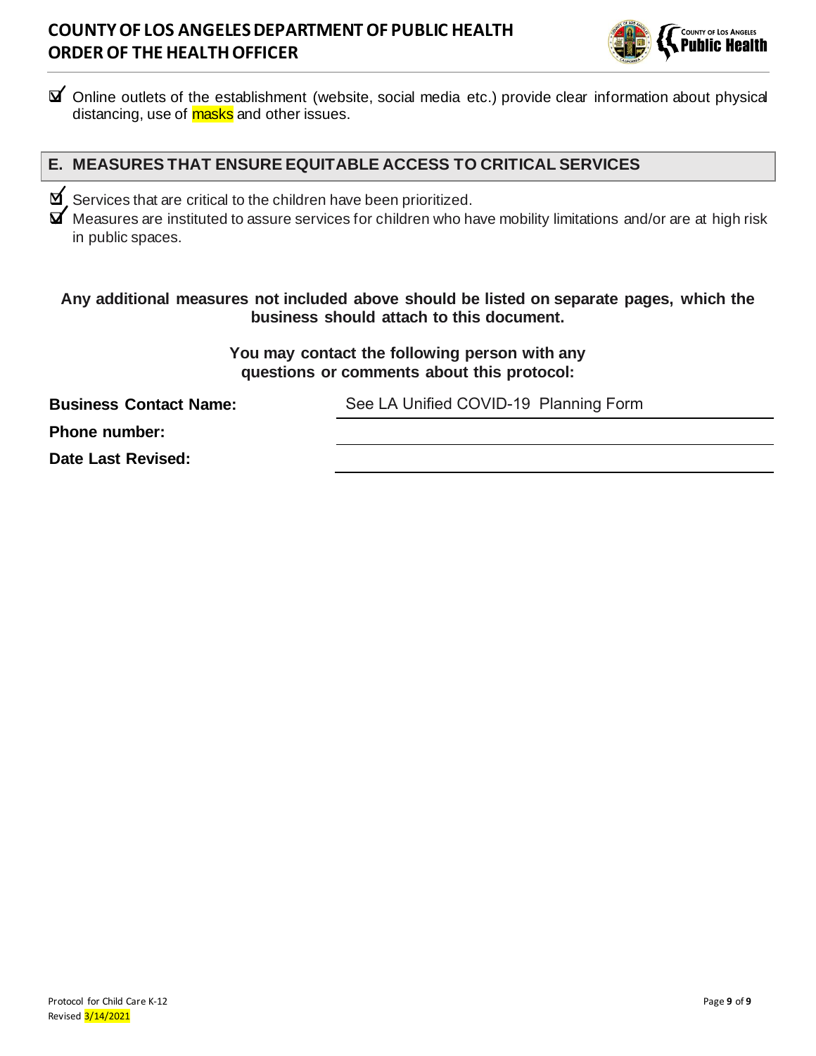- ☑ Online outlets of the establishment (website, social media etc.) provide clear information about physical distancing, use of masks and other issues.

## E. MEASURES THAT ENSURE EQUITABLE ACCESS TO CRITICAL SERVICES

- ☑ Services that are critical to the children have been prioritized.
- ☑ Measures are instituted to assure services for children who have mobility limitations and/or are at high risk in public spaces.

**Any additional measures not included above should be listed on separate pages, which the business should attach to this document.**

**You may contact the following person with any questions or comments about this protocol:**

**Business Contact Name:** See LA Unified COVID-19 Planning Form

**Phone number:**

**Date Last Revised:**